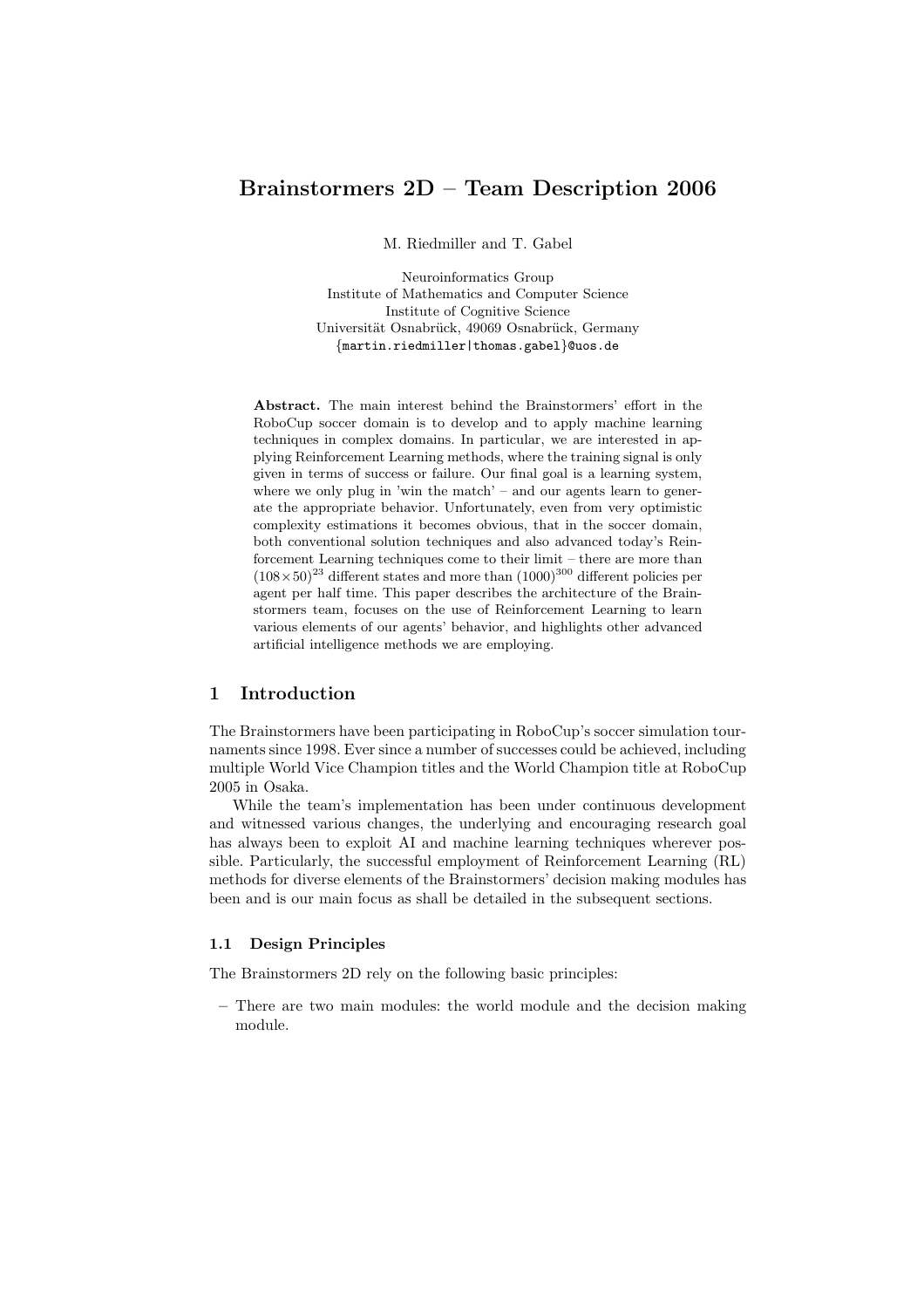# Brainstormers 2D – Team Description 2006

M. Riedmiller and T. Gabel

Neuroinformatics Group
Institute of Mathematics and Computer Science
Institute of Cognitive Science
Universität Osnabrück, 49069 Osnabrück, Germany
{martin.riedmiller|thomas.gabel}@uos.de

**Abstract.** The main interest behind the Brainstormers' effort in the RoboCup soccer domain is to develop and to apply machine learning techniques in complex domains. In particular, we are interested in applying Reinforcement Learning methods, where the training signal is only given in terms of success or failure. Our final goal is a learning system, where we only plug in 'win the match' – and our agents learn to generate the appropriate behavior. Unfortunately, even from very optimistic complexity estimations it becomes obvious, that in the soccer domain, both conventional solution techniques and also advanced today's Reinforcement Learning techniques come to their limit – there are more than $(108 \times 50)^{23}$ different states and more than $(1000)^{300}$ different policies per agent per half time. This paper describes the architecture of the Brainstormers team, focuses on the use of Reinforcement Learning to learn various elements of our agents' behavior, and highlights other advanced artificial intelligence methods we are employing.

## 1 Introduction

The Brainstormers have been participating in RoboCup's soccer simulation tournaments since 1998. Ever since a number of successes could be achieved, including multiple World Vice Champion titles and the World Champion title at RoboCup 2005 in Osaka.

While the team's implementation has been under continuous development and witnessed various changes, the underlying and encouraging research goal has always been to exploit AI and machine learning techniques wherever possible. Particularly, the successful employment of Reinforcement Learning (RL) methods for diverse elements of the Brainstormers' decision making modules has been and is our main focus as shall be detailed in the subsequent sections.

### 1.1 Design Principles

The Brainstormers 2D rely on the following basic principles:

- There are two main modules: the world module and the decision making module.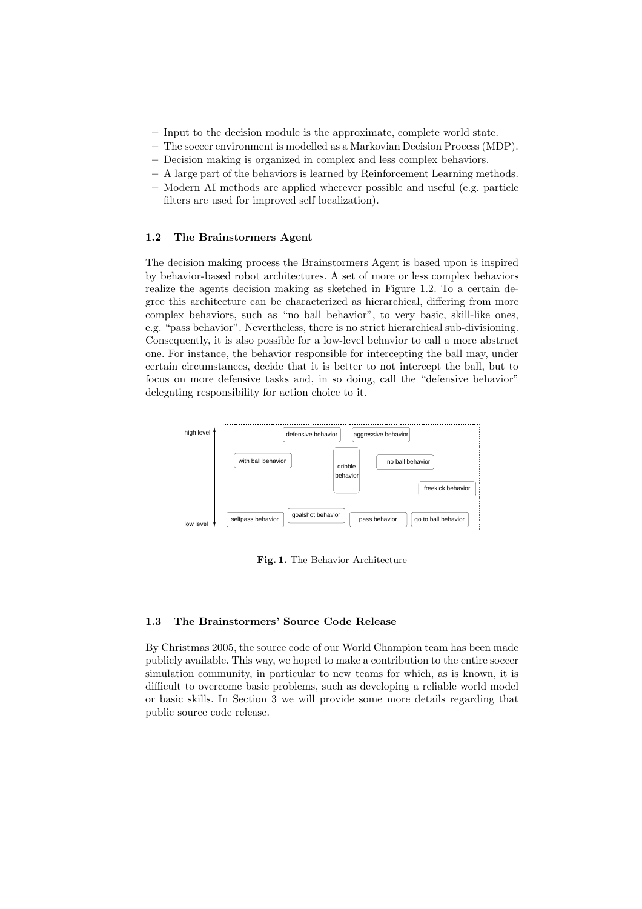- Input to the decision module is the approximate, complete world state.
- The soccer environment is modelled as a Markovian Decision Process (MDP).
- Decision making is organized in complex and less complex behaviors.
- A large part of the behaviors is learned by Reinforcement Learning methods.
- Modern AI methods are applied wherever possible and useful (e.g. particle filters are used for improved self localization).

### 1.2 The Brainstormers Agent

The decision making process the Brainstormers Agent is based upon is inspired by behavior-based robot architectures. A set of more or less complex behaviors realize the agents decision making as sketched in Figure 1.2. To a certain degree this architecture can be characterized as hierarchical, differing from more complex behaviors, such as "no ball behavior", to very basic, skill-like ones, e.g. "pass behavior". Nevertheless, there is no strict hierarchical sub-divisioning. Consequently, it is also possible for a low-level behavior to call a more abstract one. For instance, the behavior responsible for intercepting the ball may, under certain circumstances, decide that it is better to not intercept the ball, but to focus on more defensive tasks and, in so doing, call the "defensive behavior" delegating responsibility for action choice to it.

high level | defensive behavior | aggressive behavior | with ball behavior | dribble behavior | no ball behavior | freekick behavior | selfpass behavior | goalshot behavior | pass behavior | go to ball behavior | low level

**Fig. 1.** The Behavior Architecture

### 1.3 The Brainstormers' Source Code Release

By Christmas 2005, the source code of our World Champion team has been made publicly available. This way, we hoped to make a contribution to the entire soccer simulation community, in particular to new teams for which, as is known, it is difficult to overcome basic problems, such as developing a reliable world model or basic skills. In Section 3 we will provide some more details regarding that public source code release.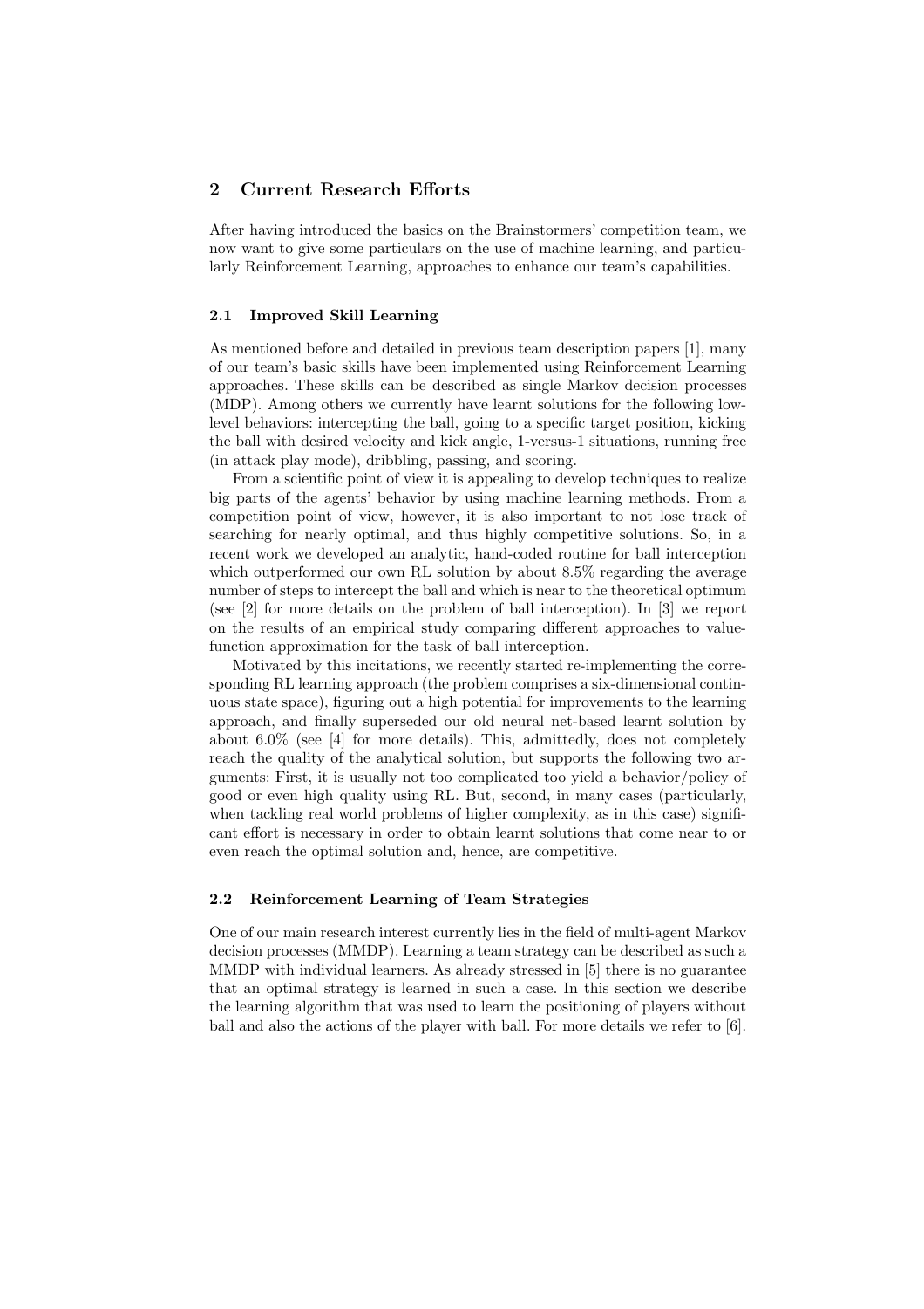## 2 Current Research Efforts

After having introduced the basics on the Brainstormers' competition team, we now want to give some particulars on the use of machine learning, and particularly Reinforcement Learning, approaches to enhance our team's capabilities.

### 2.1 Improved Skill Learning

As mentioned before and detailed in previous team description papers [1], many of our team's basic skills have been implemented using Reinforcement Learning approaches. These skills can be described as single Markov decision processes (MDP). Among others we currently have learnt solutions for the following low-level behaviors: intercepting the ball, going to a specific target position, kicking the ball with desired velocity and kick angle, 1-versus-1 situations, running free (in attack play mode), dribbling, passing, and scoring.

From a scientific point of view it is appealing to develop techniques to realize big parts of the agents' behavior by using machine learning methods. From a competition point of view, however, it is also important to not lose track of searching for nearly optimal, and thus highly competitive solutions. So, in a recent work we developed an analytic, hand-coded routine for ball interception which outperformed our own RL solution by about 8.5% regarding the average number of steps to intercept the ball and which is near to the theoretical optimum (see [2] for more details on the problem of ball interception). In [3] we report on the results of an empirical study comparing different approaches to value-function approximation for the task of ball interception.

Motivated by this incitations, we recently started re-implementing the corresponding RL learning approach (the problem comprises a six-dimensional continuous state space), figuring out a high potential for improvements to the learning approach, and finally superseded our old neural net-based learnt solution by about 6.0% (see [4] for more details). This, admittedly, does not completely reach the quality of the analytical solution, but supports the following two arguments: First, it is usually not too complicated too yield a behavior/policy of good or even high quality using RL. But, second, in many cases (particularly, when tackling real world problems of higher complexity, as in this case) significant effort is necessary in order to obtain learnt solutions that come near to or even reach the optimal solution and, hence, are competitive.

### 2.2 Reinforcement Learning of Team Strategies

One of our main research interest currently lies in the field of multi-agent Markov decision processes (MMDP). Learning a team strategy can be described as such a MMDP with individual learners. As already stressed in [5] there is no guarantee that an optimal strategy is learned in such a case. In this section we describe the learning algorithm that was used to learn the positioning of players without ball and also the actions of the player with ball. For more details we refer to [6].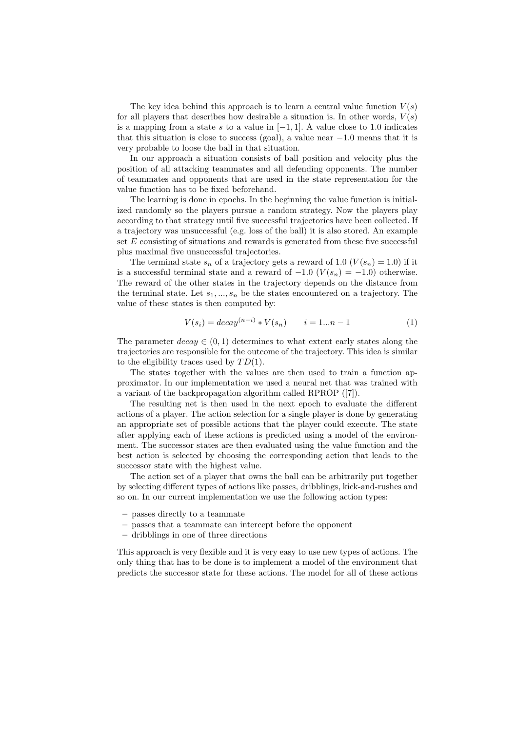The key idea behind this approach is to learn a central value function $V(s)$ for all players that describes how desirable a situation is. In other words, $V(s)$ is a mapping from a state $s$ to a value in $[-1, 1]$. A value close to 1.0 indicates that this situation is close to success (goal), a value near $-1.0$ means that it is very probable to loose the ball in that situation.

In our approach a situation consists of ball position and velocity plus the position of all attacking teammates and all defending opponents. The number of teammates and opponents that are used in the state representation for the value function has to be fixed beforehand.

The learning is done in epochs. In the beginning the value function is initialized randomly so the players pursue a random strategy. Now the players play according to that strategy until five successful trajectories have been collected. If a trajectory was unsuccessful (e.g. loss of the ball) it is also stored. An example set $E$ consisting of situations and rewards is generated from these five successful plus maximal five unsuccessful trajectories.

The terminal state $s_n$ of a trajectory gets a reward of 1.0 ($V(s_n) = 1.0$) if it is a successful terminal state and a reward of $-1.0$ ($V(s_n) = -1.0$) otherwise. The reward of the other states in the trajectory depends on the distance from the terminal state. Let $s_1, ..., s_n$ be the states encountered on a trajectory. The value of these states is then computed by:

$$V(s_i) = decay^{(n-i)} * V(s_n) \qquad i = 1...n-1 \tag{1}$$

The parameter $decay \in (0, 1)$ determines to what extent early states along the trajectories are responsible for the outcome of the trajectory. This idea is similar to the eligibility traces used by $TD(1)$.

The states together with the values are then used to train a function approximator. In our implementation we used a neural net that was trained with a variant of the backpropagation algorithm called RPROP ([7]).

The resulting net is then used in the next epoch to evaluate the different actions of a player. The action selection for a single player is done by generating an appropriate set of possible actions that the player could execute. The state after applying each of these actions is predicted using a model of the environment. The successor states are then evaluated using the value function and the best action is selected by choosing the corresponding action that leads to the successor state with the highest value.

The action set of a player that owns the ball can be arbitrarily put together by selecting different types of actions like passes, dribblings, kick-and-rushes and so on. In our current implementation we use the following action types:

- passes directly to a teammate
- passes that a teammate can intercept before the opponent
- dribblings in one of three directions

This approach is very flexible and it is very easy to use new types of actions. The only thing that has to be done is to implement a model of the environment that predicts the successor state for these actions. The model for all of these actions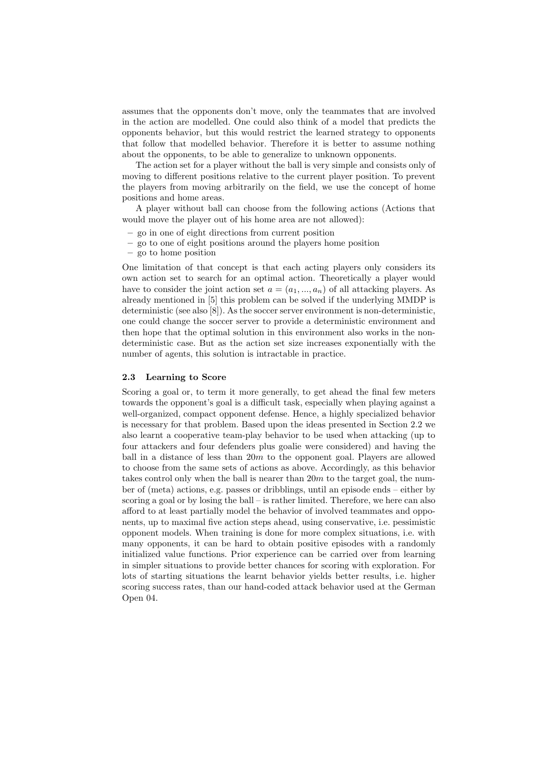assumes that the opponents don't move, only the teammates that are involved in the action are modelled. One could also think of a model that predicts the opponents behavior, but this would restrict the learned strategy to opponents that follow that modelled behavior. Therefore it is better to assume nothing about the opponents, to be able to generalize to unknown opponents.

The action set for a player without the ball is very simple and consists only of moving to different positions relative to the current player position. To prevent the players from moving arbitrarily on the field, we use the concept of home positions and home areas.

A player without ball can choose from the following actions (Actions that would move the player out of his home area are not allowed):

- go in one of eight directions from current position
- go to one of eight positions around the players home position
- go to home position

One limitation of that concept is that each acting players only considers its own action set to search for an optimal action. Theoretically a player would have to consider the joint action set $a = (a_1, ..., a_n)$ of all attacking players. As already mentioned in [5] this problem can be solved if the underlying MMDP is deterministic (see also [8]). As the soccer server environment is non-deterministic, one could change the soccer server to provide a deterministic environment and then hope that the optimal solution in this environment also works in the non-deterministic case. But as the action set size increases exponentially with the number of agents, this solution is intractable in practice.

### 2.3 Learning to Score

Scoring a goal or, to term it more generally, to get ahead the final few meters towards the opponent's goal is a difficult task, especially when playing against a well-organized, compact opponent defense. Hence, a highly specialized behavior is necessary for that problem. Based upon the ideas presented in Section 2.2 we also learnt a cooperative team-play behavior to be used when attacking (up to four attackers and four defenders plus goalie were considered) and having the ball in a distance of less than $20m$ to the opponent goal. Players are allowed to choose from the same sets of actions as above. Accordingly, as this behavior takes control only when the ball is nearer than $20m$ to the target goal, the number of (meta) actions, e.g. passes or dribblings, until an episode ends – either by scoring a goal or by losing the ball – is rather limited. Therefore, we here can also afford to at least partially model the behavior of involved teammates and opponents, up to maximal five action steps ahead, using conservative, i.e. pessimistic opponent models. When training is done for more complex situations, i.e. with many opponents, it can be hard to obtain positive episodes with a randomly initialized value functions. Prior experience can be carried over from learning in simpler situations to provide better chances for scoring with exploration. For lots of starting situations the learnt behavior yields better results, i.e. higher scoring success rates, than our hand-coded attack behavior used at the German Open 04.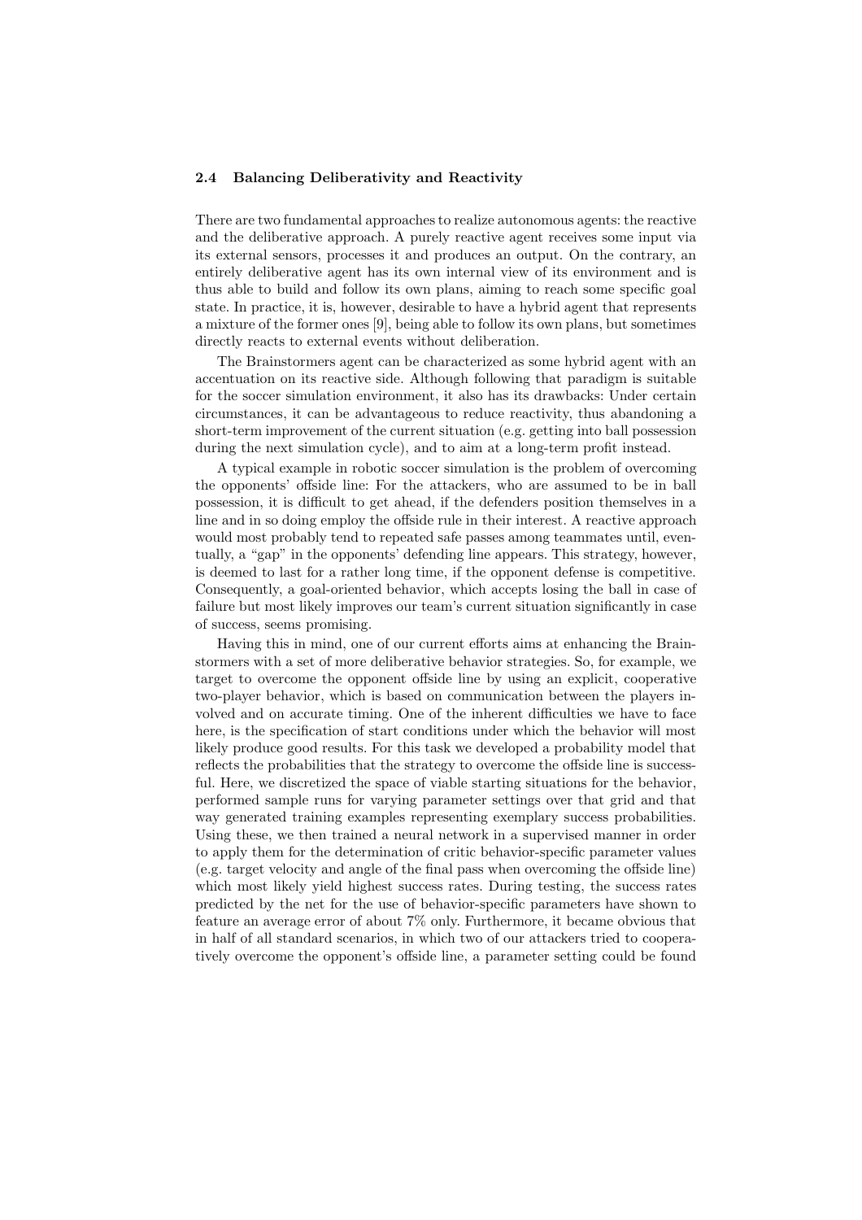### 2.4 Balancing Deliberativity and Reactivity

There are two fundamental approaches to realize autonomous agents: the reactive and the deliberative approach. A purely reactive agent receives some input via its external sensors, processes it and produces an output. On the contrary, an entirely deliberative agent has its own internal view of its environment and is thus able to build and follow its own plans, aiming to reach some specific goal state. In practice, it is, however, desirable to have a hybrid agent that represents a mixture of the former ones [9], being able to follow its own plans, but sometimes directly reacts to external events without deliberation.

The Brainstormers agent can be characterized as some hybrid agent with an accentuation on its reactive side. Although following that paradigm is suitable for the soccer simulation environment, it also has its drawbacks: Under certain circumstances, it can be advantageous to reduce reactivity, thus abandoning a short-term improvement of the current situation (e.g. getting into ball possession during the next simulation cycle), and to aim at a long-term profit instead.

A typical example in robotic soccer simulation is the problem of overcoming the opponents' offside line: For the attackers, who are assumed to be in ball possession, it is difficult to get ahead, if the defenders position themselves in a line and in so doing employ the offside rule in their interest. A reactive approach would most probably tend to repeated safe passes among teammates until, eventually, a "gap" in the opponents' defending line appears. This strategy, however, is deemed to last for a rather long time, if the opponent defense is competitive. Consequently, a goal-oriented behavior, which accepts losing the ball in case of failure but most likely improves our team's current situation significantly in case of success, seems promising.

Having this in mind, one of our current efforts aims at enhancing the Brainstormers with a set of more deliberative behavior strategies. So, for example, we target to overcome the opponent offside line by using an explicit, cooperative two-player behavior, which is based on communication between the players involved and on accurate timing. One of the inherent difficulties we have to face here, is the specification of start conditions under which the behavior will most likely produce good results. For this task we developed a probability model that reflects the probabilities that the strategy to overcome the offside line is successful. Here, we discretized the space of viable starting situations for the behavior, performed sample runs for varying parameter settings over that grid and that way generated training examples representing exemplary success probabilities. Using these, we then trained a neural network in a supervised manner in order to apply them for the determination of critic behavior-specific parameter values (e.g. target velocity and angle of the final pass when overcoming the offside line) which most likely yield highest success rates. During testing, the success rates predicted by the net for the use of behavior-specific parameters have shown to feature an average error of about 7% only. Furthermore, it became obvious that in half of all standard scenarios, in which two of our attackers tried to cooperatively overcome the opponent's offside line, a parameter setting could be found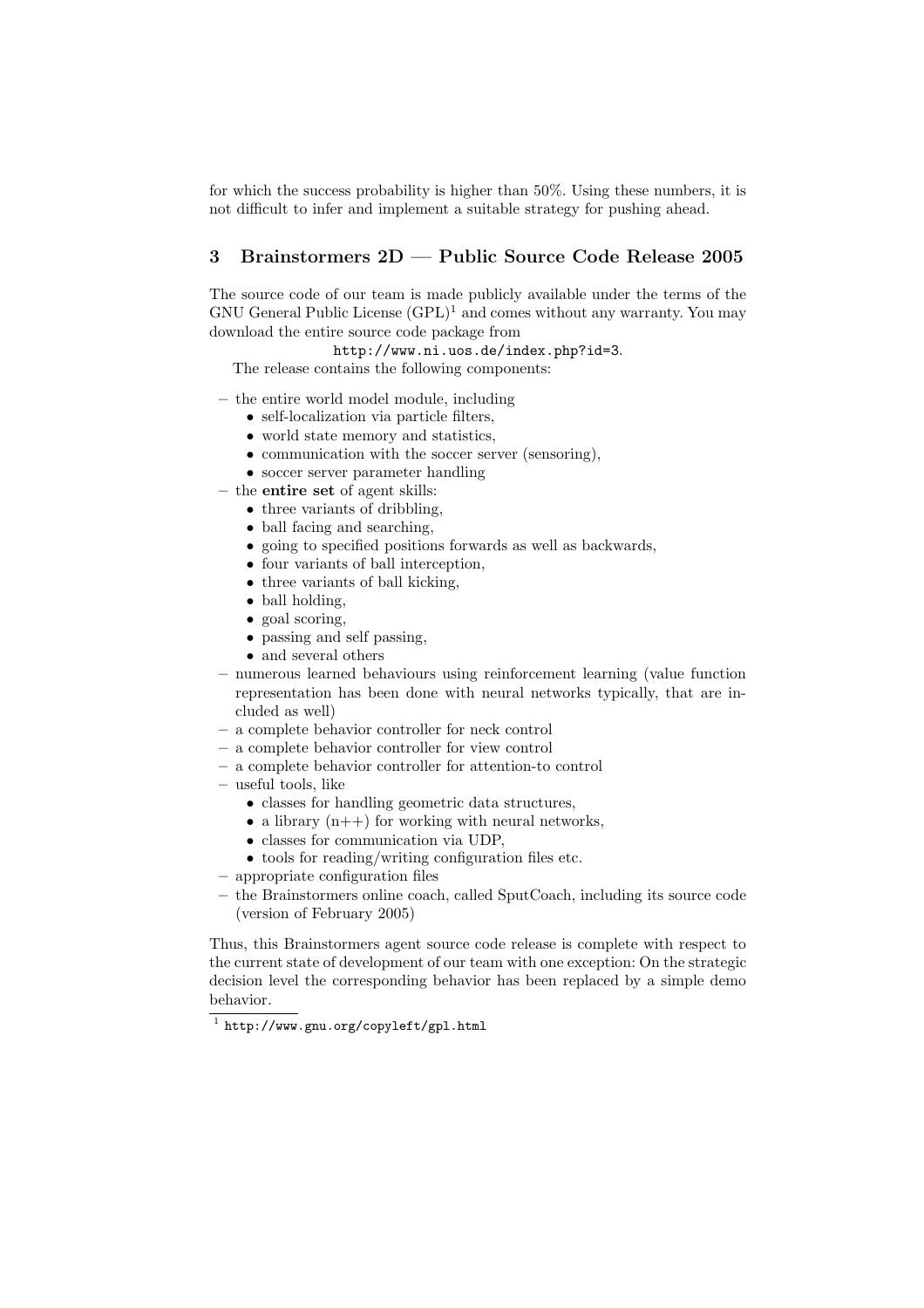for which the success probability is higher than 50%. Using these numbers, it is not difficult to infer and implement a suitable strategy for pushing ahead.

## 3 Brainstormers 2D — Public Source Code Release 2005

The source code of our team is made publicly available under the terms of the GNU General Public License (GPL)[1] and comes without any warranty. You may download the entire source code package from

`http://www.ni.uos.de/index.php?id=3`.

The release contains the following components:

- the entire world model module, including
  - self-localization via particle filters,
  - world state memory and statistics,
  - communication with the soccer server (sensoring),
  - soccer server parameter handling
- the **entire set** of agent skills:
  - three variants of dribbling,
  - ball facing and searching,
  - going to specified positions forwards as well as backwards,
  - four variants of ball interception,
  - three variants of ball kicking,
  - ball holding,
  - goal scoring,
  - passing and self passing,
  - and several others
- numerous learned behaviours using reinforcement learning (value function representation has been done with neural networks typically, that are included as well)
- a complete behavior controller for neck control
- a complete behavior controller for view control
- a complete behavior controller for attention-to control
- useful tools, like
  - classes for handling geometric data structures,
  - a library (n++) for working with neural networks,
  - classes for communication via UDP,
  - tools for reading/writing configuration files etc.
- appropriate configuration files
- the Brainstormers online coach, called SputCoach, including its source code (version of February 2005)

Thus, this Brainstormers agent source code release is complete with respect to the current state of development of our team with one exception: On the strategic decision level the corresponding behavior has been replaced by a simple demo behavior.

[1] `http://www.gnu.org/copyleft/gpl.html`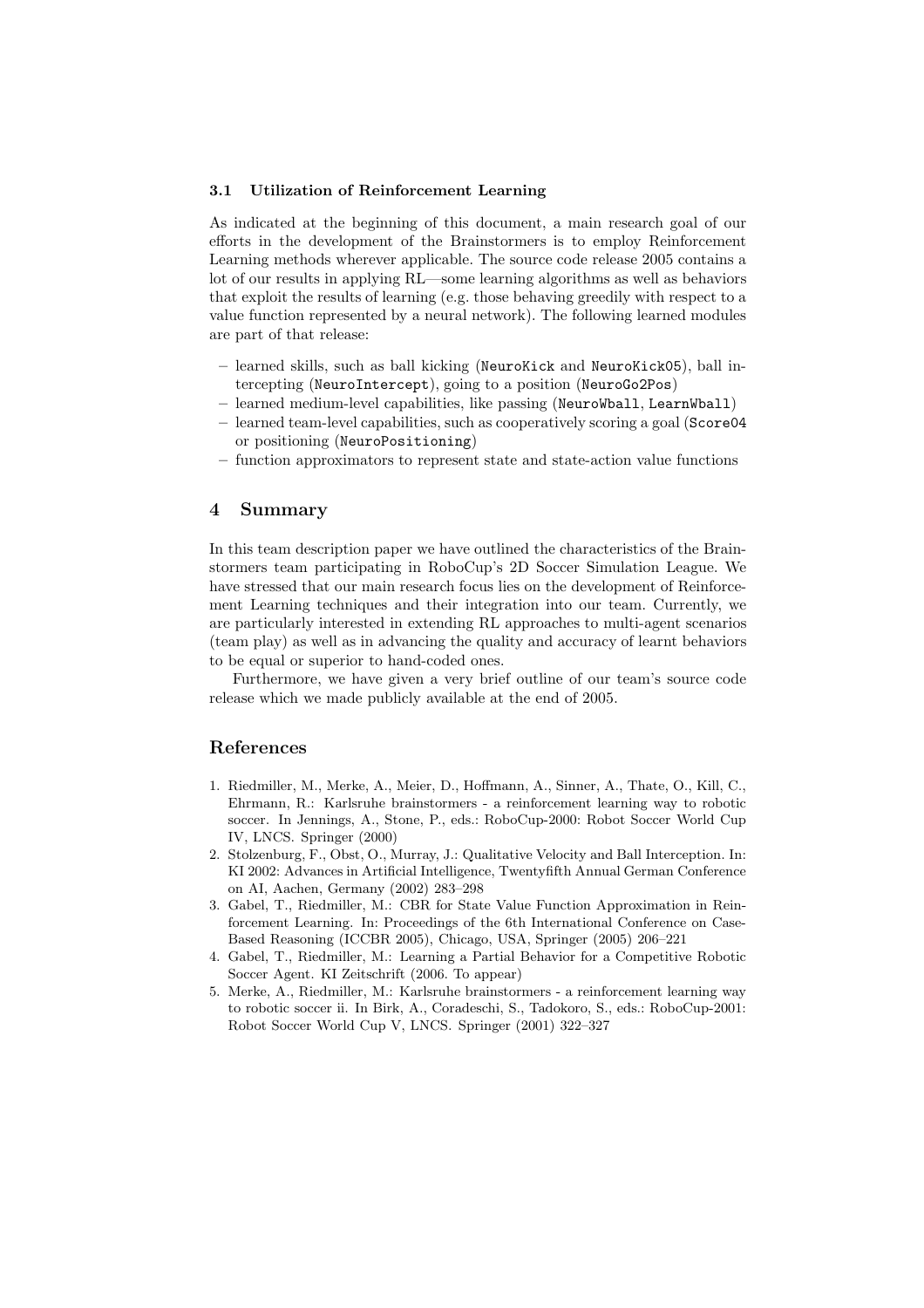### 3.1 Utilization of Reinforcement Learning

As indicated at the beginning of this document, a main research goal of our efforts in the development of the Brainstormers is to employ Reinforcement Learning methods wherever applicable. The source code release 2005 contains a lot of our results in applying RL—some learning algorithms as well as behaviors that exploit the results of learning (e.g. those behaving greedily with respect to a value function represented by a neural network). The following learned modules are part of that release:

- learned skills, such as ball kicking (`NeuroKick` and `NeuroKick05`), ball intercepting (`NeuroIntercept`), going to a position (`NeuroGo2Pos`)
- learned medium-level capabilities, like passing (`NeuroWball`, `LearnWball`)
- learned team-level capabilities, such as cooperatively scoring a goal (`Score04` or positioning (`NeuroPositioning`)
- function approximators to represent state and state-action value functions

## 4 Summary

In this team description paper we have outlined the characteristics of the Brainstormers team participating in RoboCup's 2D Soccer Simulation League. We have stressed that our main research focus lies on the development of Reinforcement Learning techniques and their integration into our team. Currently, we are particularly interested in extending RL approaches to multi-agent scenarios (team play) as well as in advancing the quality and accuracy of learnt behaviors to be equal or superior to hand-coded ones.

Furthermore, we have given a very brief outline of our team's source code release which we made publicly available at the end of 2005.

## References

1. Riedmiller, M., Merke, A., Meier, D., Hoffmann, A., Sinner, A., Thate, O., Kill, C., Ehrmann, R.: Karlsruhe brainstormers - a reinforcement learning way to robotic soccer. In Jennings, A., Stone, P., eds.: RoboCup-2000: Robot Soccer World Cup IV, LNCS. Springer (2000)
2. Stolzenburg, F., Obst, O., Murray, J.: Qualitative Velocity and Ball Interception. In: KI 2002: Advances in Artificial Intelligence, Twentyfifth Annual German Conference on AI, Aachen, Germany (2002) 283–298
3. Gabel, T., Riedmiller, M.: CBR for State Value Function Approximation in Reinforcement Learning. In: Proceedings of the 6th International Conference on Case-Based Reasoning (ICCBR 2005), Chicago, USA, Springer (2005) 206–221
4. Gabel, T., Riedmiller, M.: Learning a Partial Behavior for a Competitive Robotic Soccer Agent. KI Zeitschrift (2006. To appear)
5. Merke, A., Riedmiller, M.: Karlsruhe brainstormers - a reinforcement learning way to robotic soccer ii. In Birk, A., Coradeschi, S., Tadokoro, S., eds.: RoboCup-2001: Robot Soccer World Cup V, LNCS. Springer (2001) 322–327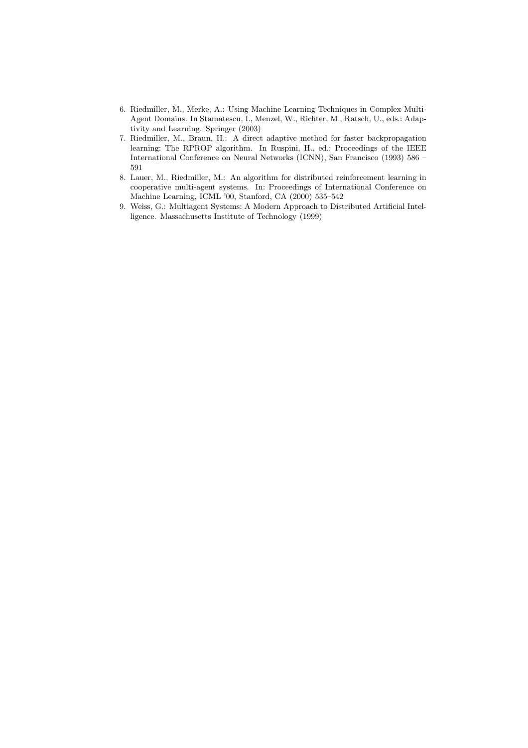6. Riedmiller, M., Merke, A.: Using Machine Learning Techniques in Complex Multi-Agent Domains. In Stamatescu, I., Menzel, W., Richter, M., Ratsch, U., eds.: Adaptivity and Learning. Springer (2003)
7. Riedmiller, M., Braun, H.: A direct adaptive method for faster backpropagation learning: The RPROP algorithm. In Ruspini, H., ed.: Proceedings of the IEEE International Conference on Neural Networks (ICNN), San Francisco (1993) 586 – 591
8. Lauer, M., Riedmiller, M.: An algorithm for distributed reinforcement learning in cooperative multi-agent systems. In: Proceedings of International Conference on Machine Learning, ICML '00, Stanford, CA (2000) 535–542
9. Weiss, G.: Multiagent Systems: A Modern Approach to Distributed Artificial Intelligence. Massachusetts Institute of Technology (1999)